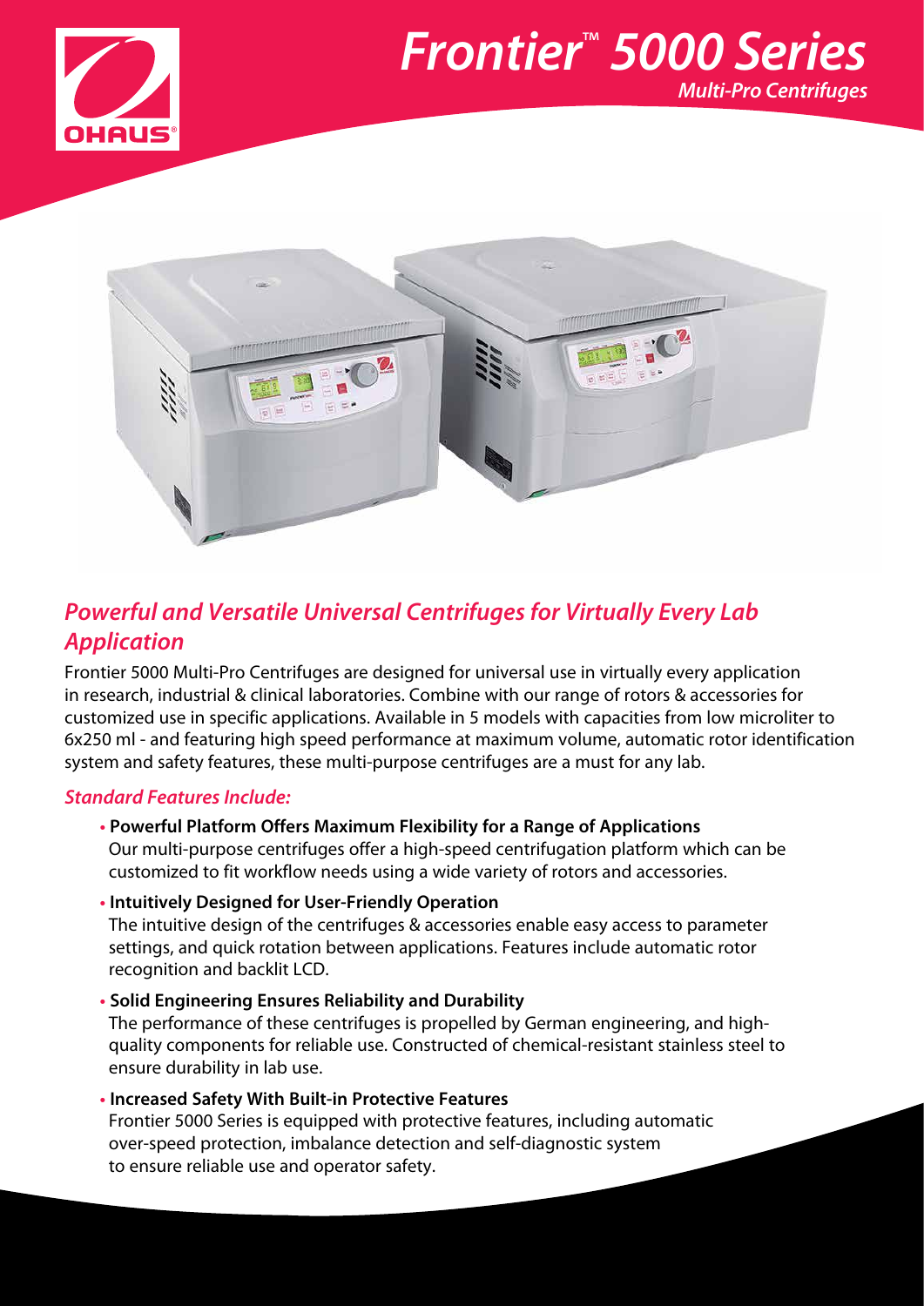# Frontier™ 5000 Series

### Multi-Pro Centrifuges

## *Powerful and Versatile Universal Centrifuges for Virtually Every Lab Application*

Frontier 5000 Multi-Pro Centrifuges are designed for universal use in virtually every application in research, industrial & clinical laboratories. Combine with our range of rotors & accessories for customized use in specific applications. Available in 5 models with capacities from low microliter to 6x250 ml - and featuring high speed performance at maximum volume, automatic rotor identification system and safety features, these multi-purpose centrifuges are a must for any lab.

### *Standard Features Include:*

- **Powerful Platform Offers Maximum Flexibility for a Range of Applications**
  Our multi-purpose centrifuges offer a high-speed centrifugation platform which can be customized to fit workflow needs using a wide variety of rotors and accessories.
- **Intuitively Designed for User-Friendly Operation**
  The intuitive design of the centrifuges & accessories enable easy access to parameter settings, and quick rotation between applications. Features include automatic rotor recognition and backlit LCD.
- **Solid Engineering Ensures Reliability and Durability**
  The performance of these centrifuges is propelled by German engineering, and high-quality components for reliable use. Constructed of chemical-resistant stainless steel to ensure durability in lab use.
- **Increased Safety With Built-in Protective Features**
  Frontier 5000 Series is equipped with protective features, including automatic over-speed protection, imbalance detection and self-diagnostic system to ensure reliable use and operator safety.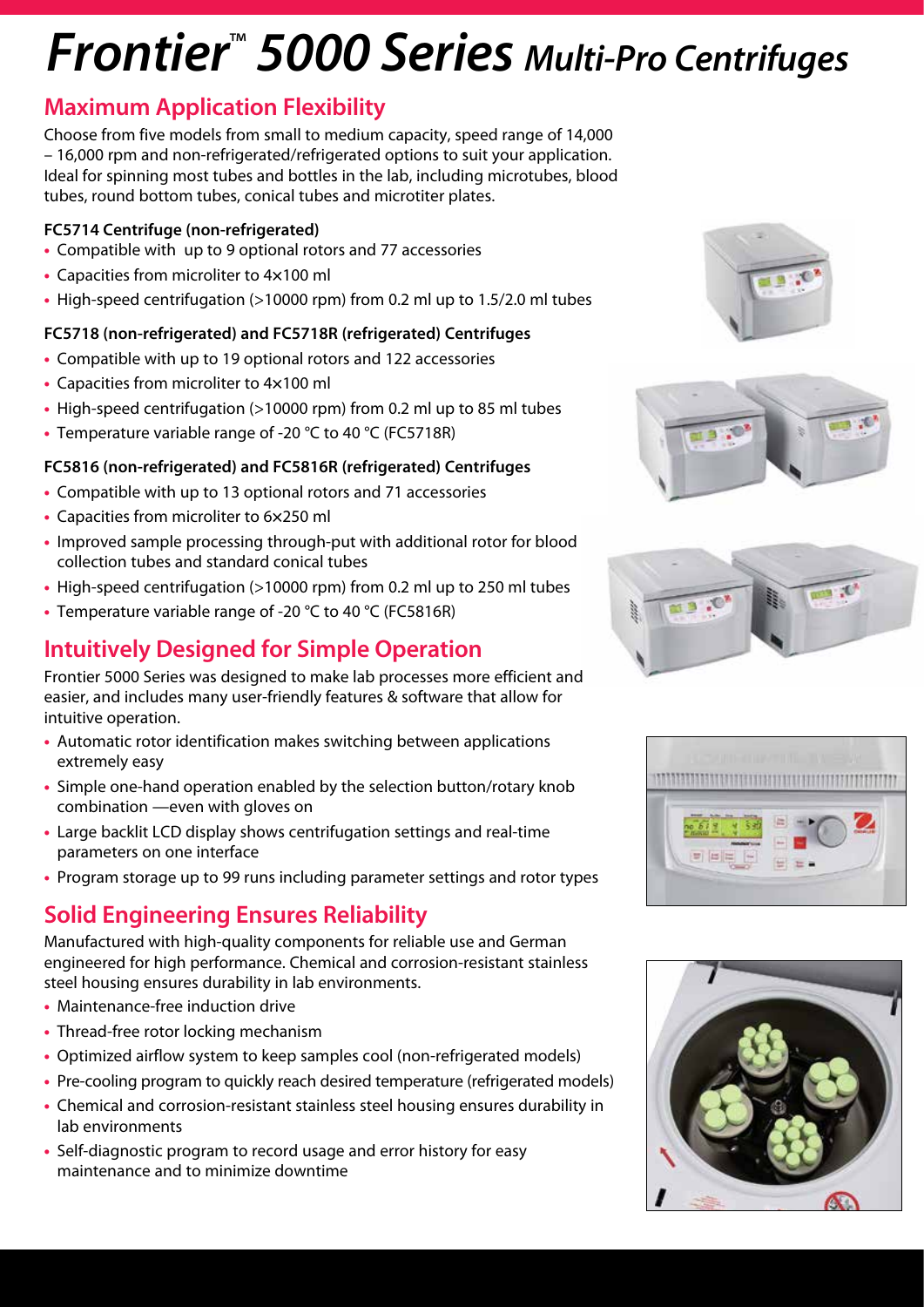# Frontier™ 5000 Series *Multi-Pro Centrifuges*

## Maximum Application Flexibility

Choose from five models from small to medium capacity, speed range of 14,000 – 16,000 rpm and non-refrigerated/refrigerated options to suit your application. Ideal for spinning most tubes and bottles in the lab, including microtubes, blood tubes, round bottom tubes, conical tubes and microtiter plates.

**FC5714 Centrifuge (non-refrigerated)**

- Compatible with up to 9 optional rotors and 77 accessories
- Capacities from microliter to 4×100 ml
- High-speed centrifugation (>10000 rpm) from 0.2 ml up to 1.5/2.0 ml tubes

**FC5718 (non-refrigerated) and FC5718R (refrigerated) Centrifuges**

- Compatible with up to 19 optional rotors and 122 accessories
- Capacities from microliter to 4×100 ml
- High-speed centrifugation (>10000 rpm) from 0.2 ml up to 85 ml tubes
- Temperature variable range of -20 °C to 40 °C (FC5718R)

**FC5816 (non-refrigerated) and FC5816R (refrigerated) Centrifuges**

- Compatible with up to 13 optional rotors and 71 accessories
- Capacities from microliter to 6×250 ml
- Improved sample processing through-put with additional rotor for blood collection tubes and standard conical tubes
- High-speed centrifugation (>10000 rpm) from 0.2 ml up to 250 ml tubes
- Temperature variable range of -20 °C to 40 °C (FC5816R)

## Intuitively Designed for Simple Operation

Frontier 5000 Series was designed to make lab processes more efficient and easier, and includes many user-friendly features & software that allow for intuitive operation.

- Automatic rotor identification makes switching between applications extremely easy
- Simple one-hand operation enabled by the selection button/rotary knob combination —even with gloves on
- Large backlit LCD display shows centrifugation settings and real-time parameters on one interface
- Program storage up to 99 runs including parameter settings and rotor types

## Solid Engineering Ensures Reliability

Manufactured with high-quality components for reliable use and German engineered for high performance. Chemical and corrosion-resistant stainless steel housing ensures durability in lab environments.

- Maintenance-free induction drive
- Thread-free rotor locking mechanism
- Optimized airflow system to keep samples cool (non-refrigerated models)
- Pre-cooling program to quickly reach desired temperature (refrigerated models)
- Chemical and corrosion-resistant stainless steel housing ensures durability in lab environments
- Self-diagnostic program to record usage and error history for easy maintenance and to minimize downtime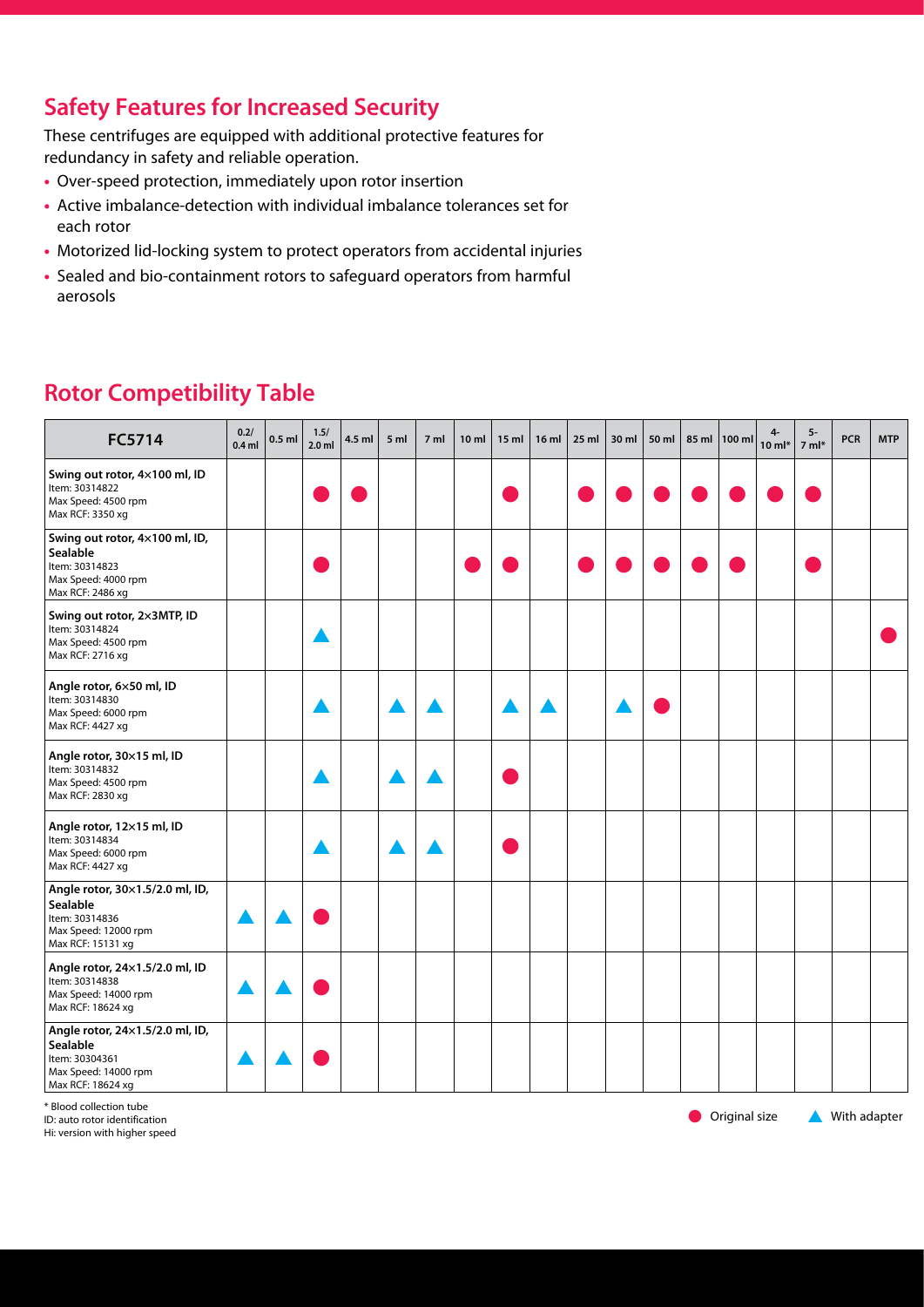## Safety Features for Increased Security

These centrifuges are equipped with additional protective features for redundancy in safety and reliable operation.

- Over-speed protection, immediately upon rotor insertion
- Active imbalance-detection with individual imbalance tolerances set for each rotor
- Motorized lid-locking system to protect operators from accidental injuries
- Sealed and bio-containment rotors to safeguard operators from harmful aerosols

## Rotor Competibility Table

| FC5714 | 0.2/ 0.4 ml | 0.5 ml | 1.5/ 2.0 ml | 4.5 ml | 5 ml | 7 ml | 10 ml | 15 ml | 16 ml | 25 ml | 30 ml | 50 ml | 85 ml | 100 ml | 4- 10 ml* | 5- 7 ml* | PCR | MTP |
|---|---|---|---|---|---|---|---|---|---|---|---|---|---|---|---|---|---|---|
| **Swing out rotor, 4×100 ml, ID**<br>Item: 30314822<br>Max Speed: 4500 rpm<br>Max RCF: 3350 xg | | | ● | ● | | | | ● | | ● | ● | ● | ● | ● | ● | ● | | |
| **Swing out rotor, 4×100 ml, ID, Sealable**<br>Item: 30314823<br>Max Speed: 4000 rpm<br>Max RCF: 2486 xg | | | ● | | | | ● | ● | | ● | ● | ● | ● | ● | | ● | | |
| **Swing out rotor, 2×3MTP, ID**<br>Item: 30314824<br>Max Speed: 4500 rpm<br>Max RCF: 2716 xg | | | ▲ | | | | | | | | | | | | | | | ● |
| **Angle rotor, 6×50 ml, ID**<br>Item: 30314830<br>Max Speed: 6000 rpm<br>Max RCF: 4427 xg | | | ▲ | | ▲ | ▲ | | ▲ | ▲ | | ▲ | ● | | | | | | |
| **Angle rotor, 30×15 ml, ID**<br>Item: 30314832<br>Max Speed: 4500 rpm<br>Max RCF: 2830 xg | | | ▲ | | ▲ | ▲ | | ● | | | | | | | | | | |
| **Angle rotor, 12×15 ml, ID**<br>Item: 30314834<br>Max Speed: 6000 rpm<br>Max RCF: 4427 xg | | | ▲ | | ▲ | ▲ | | ● | | | | | | | | | | |
| **Angle rotor, 30×1.5/2.0 ml, ID, Sealable**<br>Item: 30314836<br>Max Speed: 12000 rpm<br>Max RCF: 15131 xg | ▲ | ▲ | ● | | | | | | | | | | | | | | | |
| **Angle rotor, 24×1.5/2.0 ml, ID**<br>Item: 30314838<br>Max Speed: 14000 rpm<br>Max RCF: 18624 xg | ▲ | ▲ | ● | | | | | | | | | | | | | | | |
| **Angle rotor, 24×1.5/2.0 ml, ID, Sealable**<br>Item: 30304361<br>Max Speed: 14000 rpm<br>Max RCF: 18624 xg | ▲ | ▲ | ● | | | | | | | | | | | | | | | |

\* Blood collection tube
ID: auto rotor identification
Hi: version with higher speed

● Original size ▲ With adapter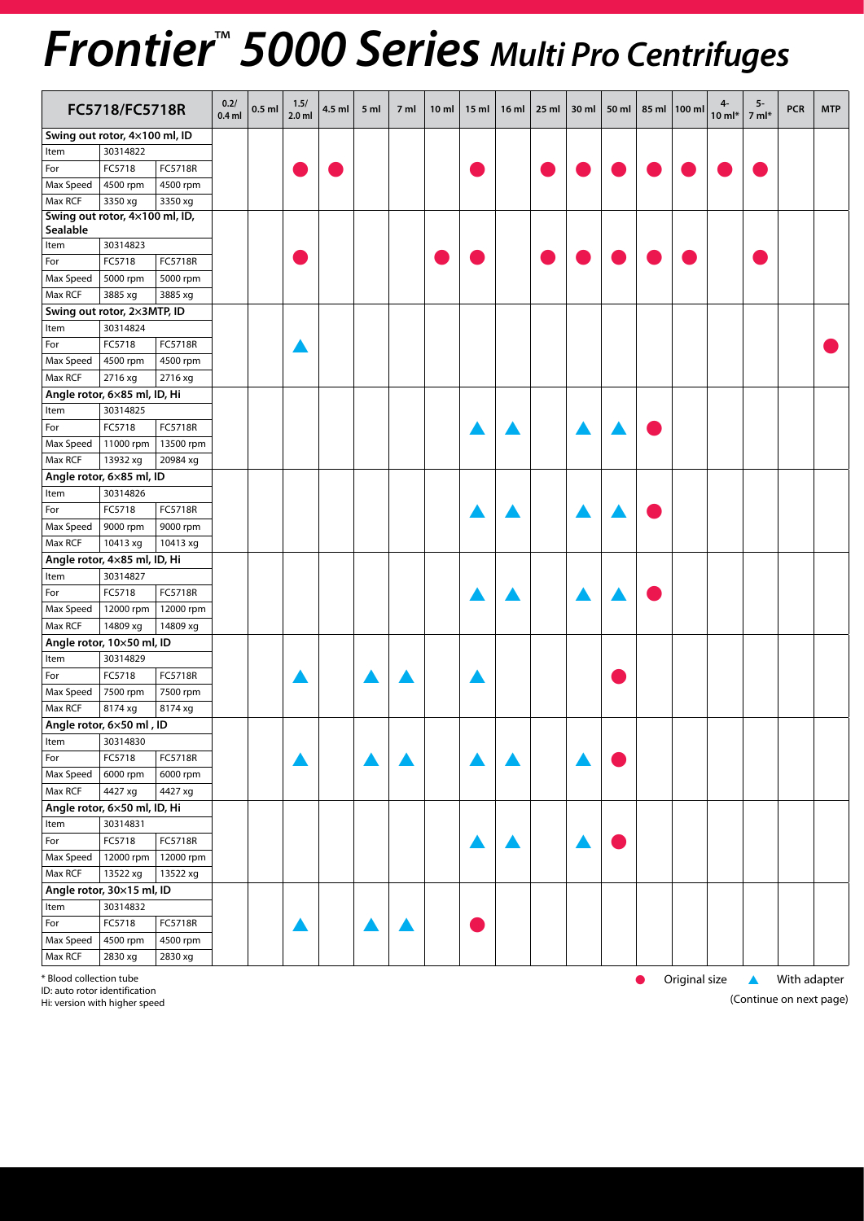# Frontier™ 5000 Series *Multi Pro Centrifuges*

| FC5718/FC5718R | | | 0.2/ 0.4 ml | 0.5 ml | 1.5/ 2.0 ml | 4.5 ml | 5 ml | 7 ml | 10 ml | 15 ml | 16 ml | 25 ml | 30 ml | 50 ml | 85 ml | 100 ml | 4-10 ml* | 5-7 ml* | PCR | MTP |
|---|---|---|---|---|---|---|---|---|---|---|---|---|---|---|---|---|---|---|---|---|
| **Swing out rotor, 4×100 ml, ID** | | | | | ● | ● | | | | ● | | ● | ● | ● | ● | ● | ● | ● | | |
| Item | 30314822 | | | | | | | | | | | | | | | | | | | |
| For | FC5718 | FC5718R | | | | | | | | | | | | | | | | | | |
| Max Speed | 4500 rpm | 4500 rpm | | | | | | | | | | | | | | | | | | |
| Max RCF | 3350 xg | 3350 xg | | | | | | | | | | | | | | | | | | |
| **Swing out rotor, 4×100 ml, ID, Sealable** | | | | | ● | | | | ● | ● | | ● | ● | ● | ● | ● | | ● | | |
| Item | 30314823 | | | | | | | | | | | | | | | | | | | |
| For | FC5718 | FC5718R | | | | | | | | | | | | | | | | | | |
| Max Speed | 5000 rpm | 5000 rpm | | | | | | | | | | | | | | | | | | |
| Max RCF | 3885 xg | 3885 xg | | | | | | | | | | | | | | | | | | |
| **Swing out rotor, 2×3MTP, ID** | | | | | ▲ | | | | | | | | | | | | | | | ● |
| Item | 30314824 | | | | | | | | | | | | | | | | | | | |
| For | FC5718 | FC5718R | | | | | | | | | | | | | | | | | | |
| Max Speed | 4500 rpm | 4500 rpm | | | | | | | | | | | | | | | | | | |
| Max RCF | 2716 xg | 2716 xg | | | | | | | | | | | | | | | | | | |
| **Angle rotor, 6×85 ml, ID, Hi** | | | | | | | | | | ▲ | ▲ | | ▲ | ▲ | ● | | | | | |
| Item | 30314825 | | | | | | | | | | | | | | | | | | | |
| For | FC5718 | FC5718R | | | | | | | | | | | | | | | | | | |
| Max Speed | 11000 rpm | 13500 rpm | | | | | | | | | | | | | | | | | | |
| Max RCF | 13932 xg | 20984 xg | | | | | | | | | | | | | | | | | | |
| **Angle rotor, 6×85 ml, ID** | | | | | | | | | | ▲ | ▲ | | ▲ | ▲ | ● | | | | | |
| Item | 30314826 | | | | | | | | | | | | | | | | | | | |
| For | FC5718 | FC5718R | | | | | | | | | | | | | | | | | | |
| Max Speed | 9000 rpm | 9000 rpm | | | | | | | | | | | | | | | | | | |
| Max RCF | 10413 xg | 10413 xg | | | | | | | | | | | | | | | | | | |
| **Angle rotor, 4×85 ml, ID, Hi** | | | | | | | | | | ▲ | ▲ | | ▲ | ▲ | ● | | | | | |
| Item | 30314827 | | | | | | | | | | | | | | | | | | | |
| For | FC5718 | FC5718R | | | | | | | | | | | | | | | | | | |
| Max Speed | 12000 rpm | 12000 rpm | | | | | | | | | | | | | | | | | | |
| Max RCF | 14809 xg | 14809 xg | | | | | | | | | | | | | | | | | | |
| **Angle rotor, 10×50 ml, ID** | | | | | ▲ | | ▲ | ▲ | | ▲ | | | | ● | | | | | | |
| Item | 30314829 | | | | | | | | | | | | | | | | | | | |
| For | FC5718 | FC5718R | | | | | | | | | | | | | | | | | | |
| Max Speed | 7500 rpm | 7500 rpm | | | | | | | | | | | | | | | | | | |
| Max RCF | 8174 xg | 8174 xg | | | | | | | | | | | | | | | | | | |
| **Angle rotor, 6×50 ml , ID** | | | | | ▲ | | ▲ | ▲ | | ▲ | ▲ | | ▲ | ● | | | | | | |
| Item | 30314830 | | | | | | | | | | | | | | | | | | | |
| For | FC5718 | FC5718R | | | | | | | | | | | | | | | | | | |
| Max Speed | 6000 rpm | 6000 rpm | | | | | | | | | | | | | | | | | | |
| Max RCF | 4427 xg | 4427 xg | | | | | | | | | | | | | | | | | | |
| **Angle rotor, 6×50 ml, ID, Hi** | | | | | | | | | | ▲ | ▲ | | ▲ | ● | | | | | | |
| Item | 30314831 | | | | | | | | | | | | | | | | | | | |
| For | FC5718 | FC5718R | | | | | | | | | | | | | | | | | | |
| Max Speed | 12000 rpm | 12000 rpm | | | | | | | | | | | | | | | | | | |
| Max RCF | 13522 xg | 13522 xg | | | | | | | | | | | | | | | | | | |
| **Angle rotor, 30×15 ml, ID** | | | | | ▲ | | ▲ | ▲ | | ● | | | | | | | | | | |
| Item | 30314832 | | | | | | | | | | | | | | | | | | | |
| For | FC5718 | FC5718R | | | | | | | | | | | | | | | | | | |
| Max Speed | 4500 rpm | 4500 rpm | | | | | | | | | | | | | | | | | | |
| Max RCF | 2830 xg | 2830 xg | | | | | | | | | | | | | | | | | | |

* Blood collection tube
ID: auto rotor identification
Hi: version with higher speed

● Original size ▲ With adapter

(Continue on next page)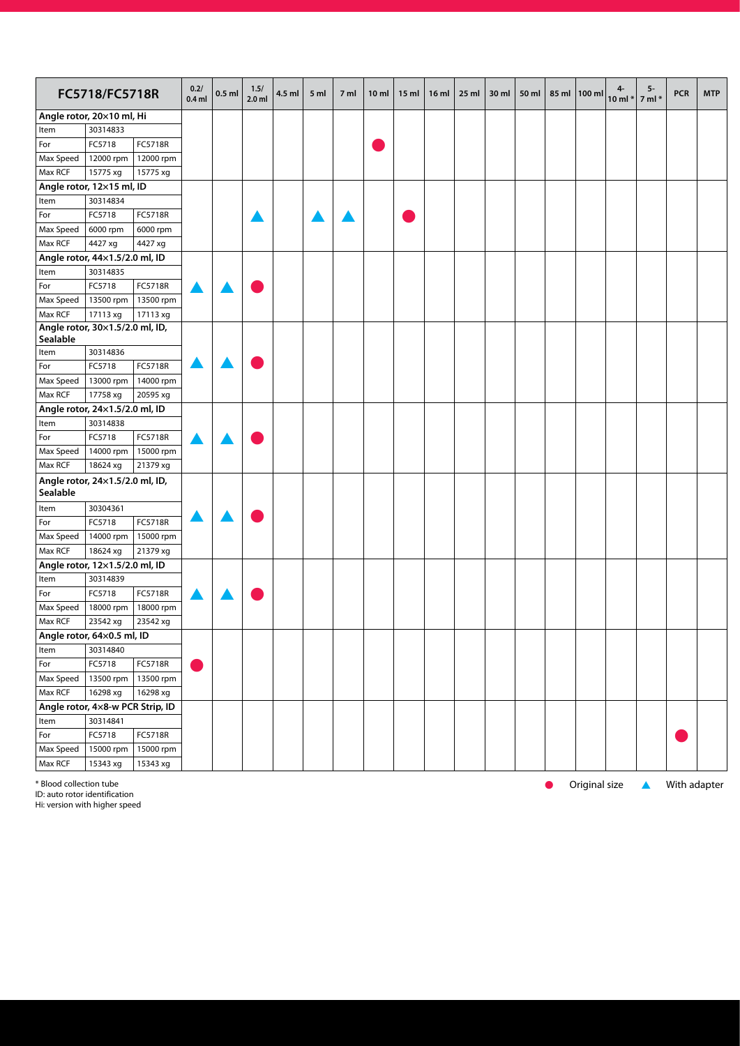| FC5718/FC5718R | | | 0.2/ 0.4 ml | 0.5 ml | 1.5/ 2.0 ml | 4.5 ml | 5 ml | 7 ml | 10 ml | 15 ml | 16 ml | 25 ml | 30 ml | 50 ml | 85 ml | 100 ml | 4- 10 ml * | 5- 7 ml * | PCR | MTP |
|---|---|---|---|---|---|---|---|---|---|---|---|---|---|---|---|---|---|---|---|---|
| **Angle rotor, 20×10 ml, Hi** | | | | | | | | | | | | | | | | | | | | |
| Item | 30314833 | | | | | | | | | | | | | | | | | | | |
| For | FC5718 | FC5718R | | | | | | | ● | | | | | | | | | | | |
| Max Speed | 12000 rpm | 12000 rpm | | | | | | | | | | | | | | | | | | |
| Max RCF | 15775 xg | 15775 xg | | | | | | | | | | | | | | | | | | |
| **Angle rotor, 12×15 ml, ID** | | | | | | | | | | | | | | | | | | | | |
| Item | 30314834 | | | | | | | | | | | | | | | | | | | |
| For | FC5718 | FC5718R | | | ▲ | | ▲ | ▲ | | ● | | | | | | | | | | |
| Max Speed | 6000 rpm | 6000 rpm | | | | | | | | | | | | | | | | | | |
| Max RCF | 4427 xg | 4427 xg | | | | | | | | | | | | | | | | | | |
| **Angle rotor, 44×1.5/2.0 ml, ID** | | | | | | | | | | | | | | | | | | | | |
| Item | 30314835 | | | | | | | | | | | | | | | | | | | |
| For | FC5718 | FC5718R | ▲ | ▲ | ● | | | | | | | | | | | | | | | |
| Max Speed | 13500 rpm | 13500 rpm | | | | | | | | | | | | | | | | | | |
| Max RCF | 17113 xg | 17113 xg | | | | | | | | | | | | | | | | | | |
| **Angle rotor, 30×1.5/2.0 ml, ID, Sealable** | | | | | | | | | | | | | | | | | | | | |
| Item | 30314836 | | | | | | | | | | | | | | | | | | | |
| For | FC5718 | FC5718R | ▲ | ▲ | ● | | | | | | | | | | | | | | | |
| Max Speed | 13000 rpm | 14000 rpm | | | | | | | | | | | | | | | | | | |
| Max RCF | 17758 xg | 20595 xg | | | | | | | | | | | | | | | | | | |
| **Angle rotor, 24×1.5/2.0 ml, ID** | | | | | | | | | | | | | | | | | | | | |
| Item | 30314838 | | | | | | | | | | | | | | | | | | | |
| For | FC5718 | FC5718R | ▲ | ▲ | ● | | | | | | | | | | | | | | | |
| Max Speed | 14000 rpm | 15000 rpm | | | | | | | | | | | | | | | | | | |
| Max RCF | 18624 xg | 21379 xg | | | | | | | | | | | | | | | | | | |
| **Angle rotor, 24×1.5/2.0 ml, ID, Sealable** | | | | | | | | | | | | | | | | | | | | |
| Item | 30304361 | | | | | | | | | | | | | | | | | | | |
| For | FC5718 | FC5718R | ▲ | ▲ | ● | | | | | | | | | | | | | | | |
| Max Speed | 14000 rpm | 15000 rpm | | | | | | | | | | | | | | | | | | |
| Max RCF | 18624 xg | 21379 xg | | | | | | | | | | | | | | | | | | |
| **Angle rotor, 12×1.5/2.0 ml, ID** | | | | | | | | | | | | | | | | | | | | |
| Item | 30314839 | | | | | | | | | | | | | | | | | | | |
| For | FC5718 | FC5718R | ▲ | ▲ | ● | | | | | | | | | | | | | | | |
| Max Speed | 18000 rpm | 18000 rpm | | | | | | | | | | | | | | | | | | |
| Max RCF | 23542 xg | 23542 xg | | | | | | | | | | | | | | | | | | |
| **Angle rotor, 64×0.5 ml, ID** | | | | | | | | | | | | | | | | | | | | |
| Item | 30314840 | | | | | | | | | | | | | | | | | | | |
| For | FC5718 | FC5718R | ● | | | | | | | | | | | | | | | | | |
| Max Speed | 13500 rpm | 13500 rpm | | | | | | | | | | | | | | | | | | |
| Max RCF | 16298 xg | 16298 xg | | | | | | | | | | | | | | | | | | |
| **Angle rotor, 4×8-w PCR Strip, ID** | | | | | | | | | | | | | | | | | | | | |
| Item | 30314841 | | | | | | | | | | | | | | | | | | | |
| For | FC5718 | FC5718R | | | | | | | | | | | | | | | | | ● | |
| Max Speed | 15000 rpm | 15000 rpm | | | | | | | | | | | | | | | | | | |
| Max RCF | 15343 xg | 15343 xg | | | | | | | | | | | | | | | | | | |

* Blood collection tube
ID: auto rotor identification
Hi: version with higher speed

● Original size ▲ With adapter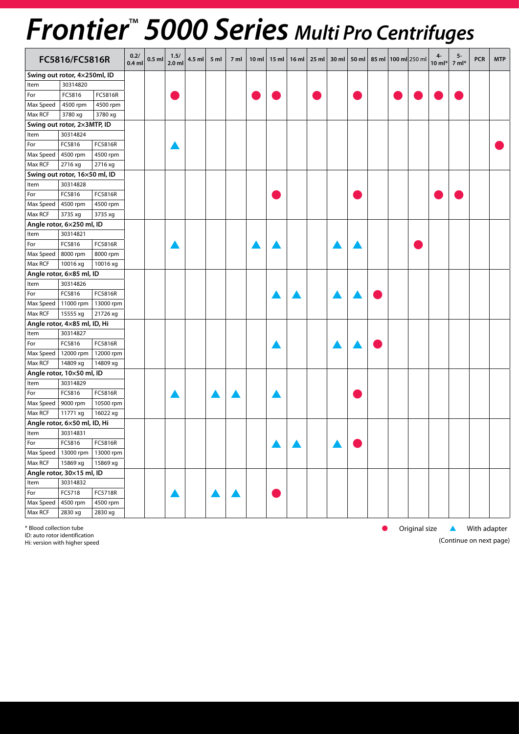# Frontier™ 5000 Series *Multi Pro Centrifuges*

| FC5816/FC5816R | | | 0.2/ 0.4 ml | 0.5 ml | 1.5/ 2.0 ml | 4.5 ml | 5 ml | 7 ml | 10 ml | 15 ml | 16 ml | 25 ml | 30 ml | 50 ml | 85 ml | 100 ml | 250 ml | 4- 10 ml* | 5- 7 ml* | PCR | MTP |
|---|---|---|---|---|---|---|---|---|---|---|---|---|---|---|---|---|---|---|---|---|---|
| **Swing out rotor, 4×250ml, ID** | | | | | | | | | | | | | | | | | | | | | |
| Item | 30314820 | | | | | | | | | | | | | | | | | | | | |
| For | FC5816 | FC5816R | | | ● | | | | ● | ● | | ● | | ● | | ● | ● | ● | ● | | |
| Max Speed | 4500 rpm | 4500 rpm | | | | | | | | | | | | | | | | | | | |
| Max RCF | 3780 xg | 3780 xg | | | | | | | | | | | | | | | | | | | |
| **Swing out rotor, 2×3MTP, ID** | | | | | | | | | | | | | | | | | | | | | |
| Item | 30314824 | | | | | | | | | | | | | | | | | | | | |
| For | FC5816 | FC5816R | | | ▲ | | | | | | | | | | | | | | | | ● |
| Max Speed | 4500 rpm | 4500 rpm | | | | | | | | | | | | | | | | | | | |
| Max RCF | 2716 xg | 2716 xg | | | | | | | | | | | | | | | | | | | |
| **Swing out rotor, 16×50 ml, ID** | | | | | | | | | | | | | | | | | | | | | |
| Item | 30314828 | | | | | | | | | | | | | | | | | | | | |
| For | FC5816 | FC5816R | | | | | | | | ● | | | | ● | | | | ● | ● | | |
| Max Speed | 4500 rpm | 4500 rpm | | | | | | | | | | | | | | | | | | | |
| Max RCF | 3735 xg | 3735 xg | | | | | | | | | | | | | | | | | | | |
| **Angle rotor, 6×250 ml, ID** | | | | | | | | | | | | | | | | | | | | | |
| Item | 30314821 | | | | | | | | | | | | | | | | | | | | |
| For | FC5816 | FC5816R | | | ▲ | | | | ▲ | ▲ | | | ▲ | ▲ | | | ● | | | | |
| Max Speed | 8000 rpm | 8000 rpm | | | | | | | | | | | | | | | | | | | |
| Max RCF | 10016 xg | 10016 xg | | | | | | | | | | | | | | | | | | | |
| **Angle rotor, 6×85 ml, ID** | | | | | | | | | | | | | | | | | | | | | |
| Item | 30314826 | | | | | | | | | | | | | | | | | | | | |
| For | FC5816 | FC5816R | | | | | | | | ▲ | ▲ | | ▲ | ▲ | ● | | | | | | |
| Max Speed | 11000 rpm | 13000 rpm | | | | | | | | | | | | | | | | | | | |
| Max RCF | 15555 xg | 21726 xg | | | | | | | | | | | | | | | | | | | |
| **Angle rotor, 4×85 ml, ID, Hi** | | | | | | | | | | | | | | | | | | | | | |
| Item | 30314827 | | | | | | | | | | | | | | | | | | | | |
| For | FC5816 | FC5816R | | | | | | | | ▲ | | | ▲ | ▲ | ● | | | | | | |
| Max Speed | 12000 rpm | 12000 rpm | | | | | | | | | | | | | | | | | | | |
| Max RCF | 14809 xg | 14809 xg | | | | | | | | | | | | | | | | | | | |
| **Angle rotor, 10×50 ml, ID** | | | | | | | | | | | | | | | | | | | | | |
| Item | 30314829 | | | | | | | | | | | | | | | | | | | | |
| For | FC5816 | FC5816R | | | ▲ | | ▲ | ▲ | | ▲ | | | | ● | | | | | | | |
| Max Speed | 9000 rpm | 10500 rpm | | | | | | | | | | | | | | | | | | | |
| Max RCF | 11771 xg | 16022 xg | | | | | | | | | | | | | | | | | | | |
| **Angle rotor, 6×50 ml, ID, Hi** | | | | | | | | | | | | | | | | | | | | | |
| Item | 30314831 | | | | | | | | | | | | | | | | | | | | |
| For | FC5816 | FC5816R | | | | | | | | ▲ | ▲ | | ▲ | ● | | | | | | | |
| Max Speed | 13000 rpm | 13000 rpm | | | | | | | | | | | | | | | | | | | |
| Max RCF | 15869 xg | 15869 xg | | | | | | | | | | | | | | | | | | | |
| **Angle rotor, 30×15 ml, ID** | | | | | | | | | | | | | | | | | | | | | |
| Item | 30314832 | | | | | | | | | | | | | | | | | | | | |
| For | FC5718 | FC5718R | | | ▲ | | ▲ | ▲ | | ● | | | | | | | | | | | |
| Max Speed | 4500 rpm | 4500 rpm | | | | | | | | | | | | | | | | | | | |
| Max RCF | 2830 xg | 2830 xg | | | | | | | | | | | | | | | | | | | |

\* Blood collection tube
ID: auto rotor identification
Hi: version with higher speed

● Original size ▲ With adapter

(Continue on next page)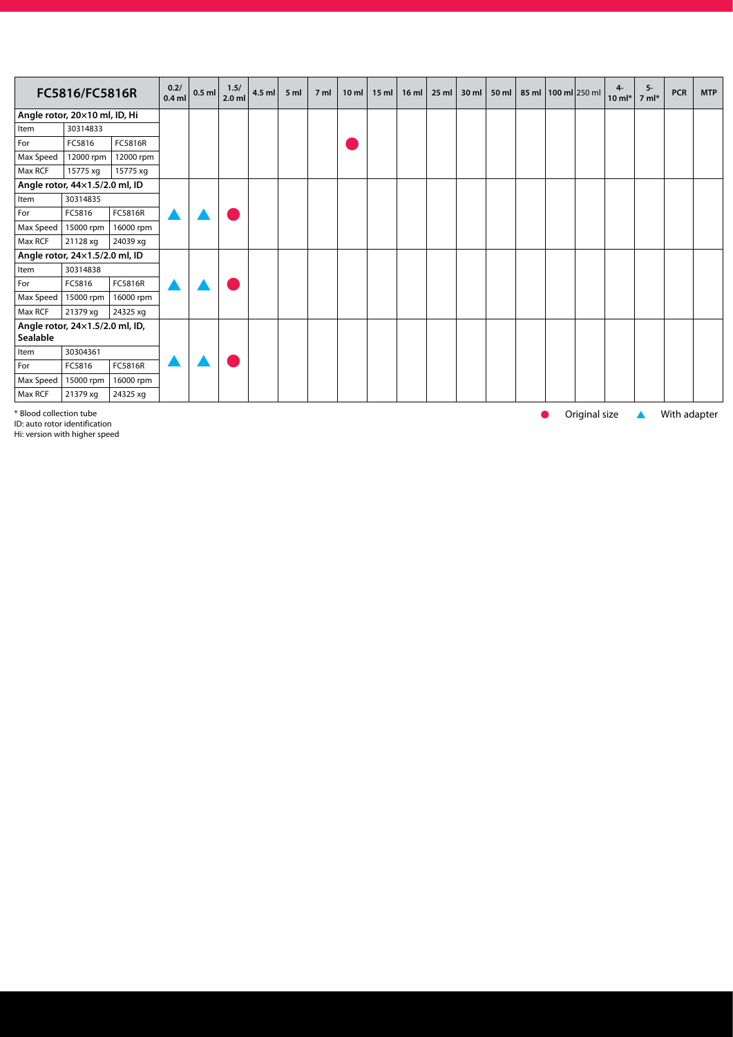| FC5816/FC5816R | | | 0.2/ 0.4 ml | 0.5 ml | 1.5/ 2.0 ml | 4.5 ml | 5 ml | 7 ml | 10 ml | 15 ml | 16 ml | 25 ml | 30 ml | 50 ml | 85 ml | 100 ml | 250 ml | 4- 10 ml* | 5- 7 ml* | PCR | MTP |
|---|---|---|---|---|---|---|---|---|---|---|---|---|---|---|---|---|---|---|---|---|---|
| **Angle rotor, 20×10 ml, ID, Hi** | | | | | | | | | | | | | | | | | | | | | |
| Item | 30314833 | | | | | | | | | | | | | | | | | | | | |
| For | FC5816 | FC5816R | | | | | | | ● | | | | | | | | | | | | |
| Max Speed | 12000 rpm | 12000 rpm | | | | | | | | | | | | | | | | | | | |
| Max RCF | 15775 xg | 15775 xg | | | | | | | | | | | | | | | | | | | |
| **Angle rotor, 44×1.5/2.0 ml, ID** | | | | | | | | | | | | | | | | | | | | | |
| Item | 30314835 | | | | | | | | | | | | | | | | | | | | |
| For | FC5816 | FC5816R | ▲ | ▲ | ● | | | | | | | | | | | | | | | | |
| Max Speed | 15000 rpm | 16000 rpm | | | | | | | | | | | | | | | | | | | |
| Max RCF | 21128 xg | 24039 xg | | | | | | | | | | | | | | | | | | | |
| **Angle rotor, 24×1.5/2.0 ml, ID** | | | | | | | | | | | | | | | | | | | | | |
| Item | 30314838 | | | | | | | | | | | | | | | | | | | | |
| For | FC5816 | FC5816R | ▲ | ▲ | ● | | | | | | | | | | | | | | | | |
| Max Speed | 15000 rpm | 16000 rpm | | | | | | | | | | | | | | | | | | | |
| Max RCF | 21379 xg | 24325 xg | | | | | | | | | | | | | | | | | | | |
| **Angle rotor, 24×1.5/2.0 ml, ID, Sealable** | | | | | | | | | | | | | | | | | | | | | |
| Item | 30304361 | | | | | | | | | | | | | | | | | | | | |
| For | FC5816 | FC5816R | ▲ | ▲ | ● | | | | | | | | | | | | | | | | |
| Max Speed | 15000 rpm | 16000 rpm | | | | | | | | | | | | | | | | | | | |
| Max RCF | 21379 xg | 24325 xg | | | | | | | | | | | | | | | | | | | |

* Blood collection tube
ID: auto rotor identification
Hi: version with higher speed

● Original size ▲ With adapter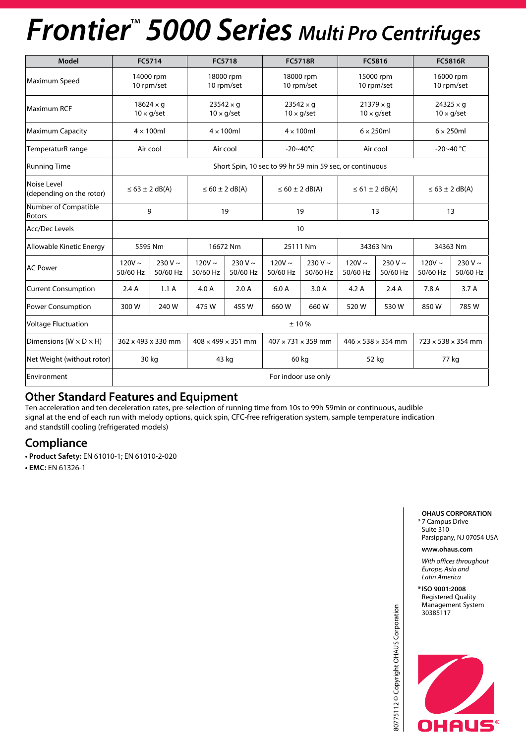# Frontier™ 5000 Series *Multi Pro Centrifuges*

| Model | FC5714 | | FC5718 | | FC5718R | | FC5816 | | FC5816R | |
|---|---|---|---|---|---|---|---|---|---|---|
| Maximum Speed | 14000 rpm<br>10 rpm/set | | 18000 rpm<br>10 rpm/set | | 18000 rpm<br>10 rpm/set | | 15000 rpm<br>10 rpm/set | | 16000 rpm<br>10 rpm/set | |
| Maximum RCF | 18624 × g<br>10 × g/set | | 23542 × g<br>10 × g/set | | 23542 × g<br>10 × g/set | | 21379 × g<br>10 × g/set | | 24325 × g<br>10 × g/set | |
| Maximum Capacity | 4 × 100ml | | 4 × 100ml | | 4 × 100ml | | 6 × 250ml | | 6 × 250ml | |
| TemperaturR range | Air cool | | Air cool | | -20~40℃ | | Air cool | | -20~40 °C | |
| Running Time | Short Spin, 10 sec to 99 hr 59 min 59 sec, or continuous | | | | | | | | | |
| Noise Level (depending on the rotor) | ≤ 63 ± 2 dB(A) | | ≤ 60 ± 2 dB(A) | | ≤ 60 ± 2 dB(A) | | ≤ 61 ± 2 dB(A) | | ≤ 63 ± 2 dB(A) | |
| Number of Compatible Rotors | 9 | | 19 | | 19 | | 13 | | 13 | |
| Acc/Dec Levels | 10 | | | | | | | | | |
| Allowable Kinetic Energy | 5595 Nm | | 16672 Nm | | 25111 Nm | | 34363 Nm | | 34363 Nm | |
| AC Power | 120V ~ 50/60 Hz | 230 V ~ 50/60 Hz | 120V ~ 50/60 Hz | 230 V ~ 50/60 Hz | 120V ~ 50/60 Hz | 230 V ~ 50/60 Hz | 120V ~ 50/60 Hz | 230 V ~ 50/60 Hz | 120V ~ 50/60 Hz | 230 V ~ 50/60 Hz |
| Current Consumption | 2.4 A | 1.1 A | 4.0 A | 2.0 A | 6.0 A | 3.0 A | 4.2 A | 2.4 A | 7.8 A | 3.7 A |
| Power Consumption | 300 W | 240 W | 475 W | 455 W | 660 W | 660 W | 520 W | 530 W | 850 W | 785 W |
| Voltage Fluctuation | ± 10 % | | | | | | | | | |
| Dimensions (W × D × H) | 362 x 493 x 330 mm | | 408 × 499 × 351 mm | | 407 × 731 × 359 mm | | 446 × 538 × 354 mm | | 723 × 538 × 354 mm | |
| Net Weight (without rotor) | 30 kg | | 43 kg | | 60 kg | | 52 kg | | 77 kg | |
| Environment | For indoor use only | | | | | | | | | |

## Other Standard Features and Equipment

Ten acceleration and ten deceleration rates, pre-selection of running time from 10s to 99h 59min or continuous, audible signal at the end of each run with melody options, quick spin, CFC-free refrigeration system, sample temperature indication and standstill cooling (refrigerated models)

## Compliance

- **Product Safety:** EN 61010-1; EN 61010-2-020
- **EMC:** EN 61326-1

**OHAUS CORPORATION**
* 7 Campus Drive
Suite 310
Parsippany, NJ 07054 USA

**www.ohaus.com**

*With offices throughout Europe, Asia and Latin America*

* **ISO 9001:2008**
Registered Quality Management System
30385117

80775112 © Copyright OHAUS Corporation

OHAUS®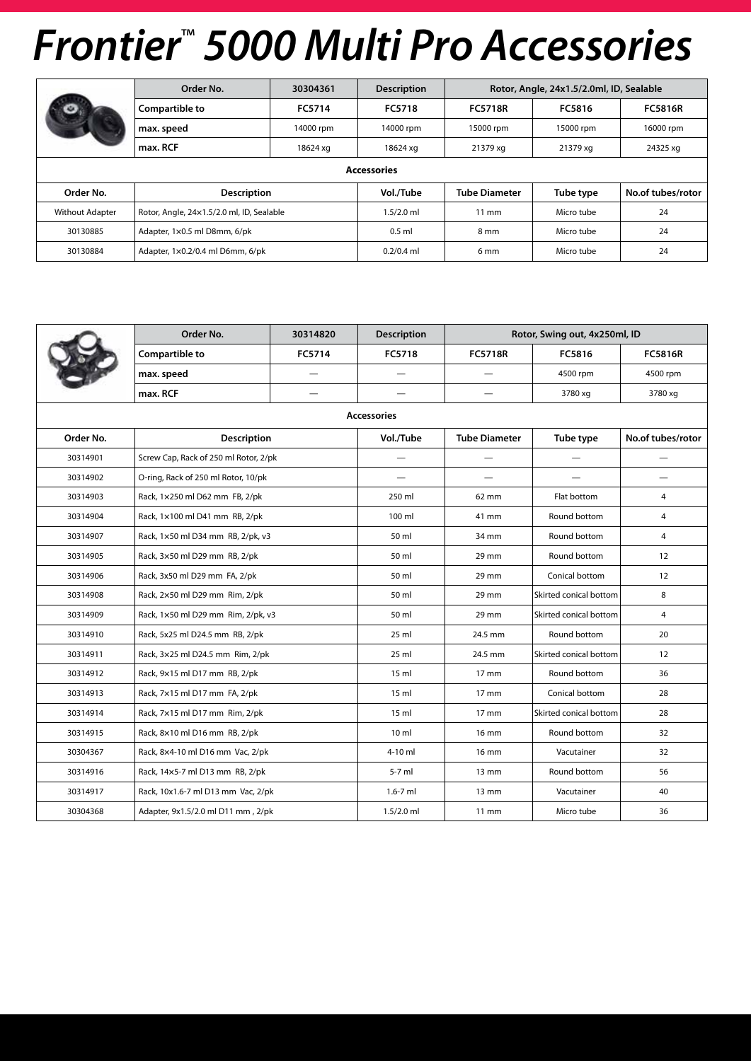# Frontier™ 5000 Multi Pro Accessories

| | Order No. | 30304361 | Description | Rotor, Angle, 24x1.5/2.0ml, ID, Sealable | | |
|---|---|---|---|---|---|---|
| | **Compartible to** | **FC5714** | **FC5718** | **FC5718R** | **FC5816** | **FC5816R** |
| | **max. speed** | 14000 rpm | 14000 rpm | 15000 rpm | 15000 rpm | 16000 rpm |
| | **max. RCF** | 18624 xg | 18624 xg | 21379 xg | 21379 xg | 24325 xg |

**Accessories**

| Order No. | Description | Vol./Tube | Tube Diameter | Tube type | No.of tubes/rotor |
|---|---|---|---|---|---|
| Without Adapter | Rotor, Angle, 24×1.5/2.0 ml, ID, Sealable | 1.5/2.0 ml | 11 mm | Micro tube | 24 |
| 30130885 | Adapter, 1×0.5 ml D8mm, 6/pk | 0.5 ml | 8 mm | Micro tube | 24 |
| 30130884 | Adapter, 1×0.2/0.4 ml D6mm, 6/pk | 0.2/0.4 ml | 6 mm | Micro tube | 24 |

| | Order No. | 30314820 | Description | Rotor, Swing out, 4x250ml, ID | | |
|---|---|---|---|---|---|---|
| | **Compartible to** | **FC5714** | **FC5718** | **FC5718R** | **FC5816** | **FC5816R** |
| | **max. speed** | — | — | — | 4500 rpm | 4500 rpm |
| | **max. RCF** | — | — | — | 3780 xg | 3780 xg |

**Accessories**

| Order No. | Description | Vol./Tube | Tube Diameter | Tube type | No.of tubes/rotor |
|---|---|---|---|---|---|
| 30314901 | Screw Cap, Rack of 250 ml Rotor, 2/pk | — | — | — | — |
| 30314902 | O-ring, Rack of 250 ml Rotor, 10/pk | — | — | — | — |
| 30314903 | Rack, 1×250 ml D62 mm FB, 2/pk | 250 ml | 62 mm | Flat bottom | 4 |
| 30314904 | Rack, 1×100 ml D41 mm RB, 2/pk | 100 ml | 41 mm | Round bottom | 4 |
| 30314907 | Rack, 1×50 ml D34 mm RB, 2/pk, v3 | 50 ml | 34 mm | Round bottom | 4 |
| 30314905 | Rack, 3×50 ml D29 mm RB, 2/pk | 50 ml | 29 mm | Round bottom | 12 |
| 30314906 | Rack, 3x50 ml D29 mm FA, 2/pk | 50 ml | 29 mm | Conical bottom | 12 |
| 30314908 | Rack, 2×50 ml D29 mm Rim, 2/pk | 50 ml | 29 mm | Skirted conical bottom | 8 |
| 30314909 | Rack, 1×50 ml D29 mm Rim, 2/pk, v3 | 50 ml | 29 mm | Skirted conical bottom | 4 |
| 30314910 | Rack, 5x25 ml D24.5 mm RB, 2/pk | 25 ml | 24.5 mm | Round bottom | 20 |
| 30314911 | Rack, 3×25 ml D24.5 mm Rim, 2/pk | 25 ml | 24.5 mm | Skirted conical bottom | 12 |
| 30314912 | Rack, 9×15 ml D17 mm RB, 2/pk | 15 ml | 17 mm | Round bottom | 36 |
| 30314913 | Rack, 7×15 ml D17 mm FA, 2/pk | 15 ml | 17 mm | Conical bottom | 28 |
| 30314914 | Rack, 7×15 ml D17 mm Rim, 2/pk | 15 ml | 17 mm | Skirted conical bottom | 28 |
| 30314915 | Rack, 8×10 ml D16 mm RB, 2/pk | 10 ml | 16 mm | Round bottom | 32 |
| 30304367 | Rack, 8×4-10 ml D16 mm Vac, 2/pk | 4-10 ml | 16 mm | Vacutainer | 32 |
| 30314916 | Rack, 14×5-7 ml D13 mm RB, 2/pk | 5-7 ml | 13 mm | Round bottom | 56 |
| 30314917 | Rack, 10x1.6-7 ml D13 mm Vac, 2/pk | 1.6-7 ml | 13 mm | Vacutainer | 40 |
| 30304368 | Adapter, 9x1.5/2.0 ml D11 mm , 2/pk | 1.5/2.0 ml | 11 mm | Micro tube | 36 |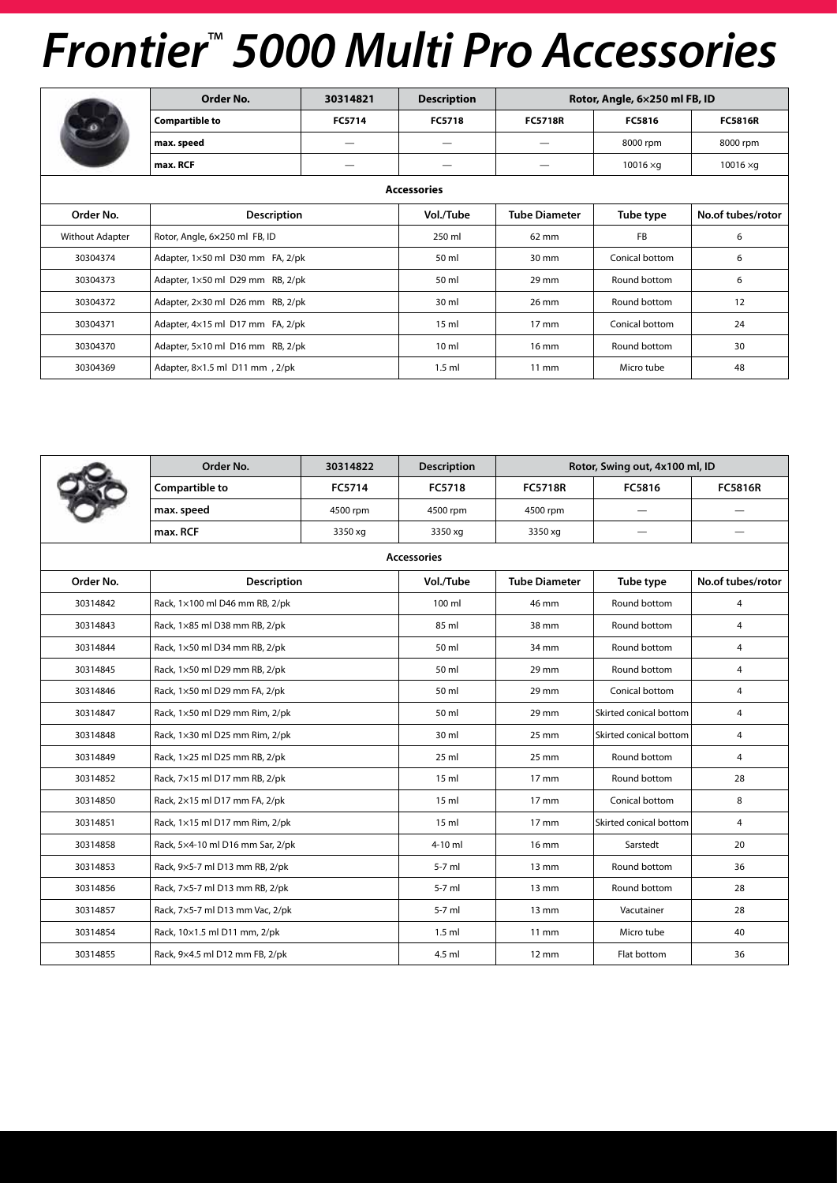# Frontier™ 5000 Multi Pro Accessories

| | Order No. | 30314821 | Description | Rotor, Angle, 6×250 ml FB, ID | | |
|---|---|---|---|---|---|---|
| | **Compartible to** | **FC5714** | **FC5718** | **FC5718R** | **FC5816** | **FC5816R** |
| | **max. speed** | — | — | — | 8000 rpm | 8000 rpm |
| | **max. RCF** | — | — | — | 10016 ×g | 10016 ×g |

**Accessories**

| Order No. | Description | Vol./Tube | Tube Diameter | Tube type | No.of tubes/rotor |
|---|---|---|---|---|---|
| Without Adapter | Rotor, Angle, 6×250 ml FB, ID | 250 ml | 62 mm | FB | 6 |
| 30304374 | Adapter, 1×50 ml D30 mm FA, 2/pk | 50 ml | 30 mm | Conical bottom | 6 |
| 30304373 | Adapter, 1×50 ml D29 mm RB, 2/pk | 50 ml | 29 mm | Round bottom | 6 |
| 30304372 | Adapter, 2×30 ml D26 mm RB, 2/pk | 30 ml | 26 mm | Round bottom | 12 |
| 30304371 | Adapter, 4×15 ml D17 mm FA, 2/pk | 15 ml | 17 mm | Conical bottom | 24 |
| 30304370 | Adapter, 5×10 ml D16 mm RB, 2/pk | 10 ml | 16 mm | Round bottom | 30 |
| 30304369 | Adapter, 8×1.5 ml D11 mm , 2/pk | 1.5 ml | 11 mm | Micro tube | 48 |

| | Order No. | 30314822 | Description | Rotor, Swing out, 4x100 ml, ID | | |
|---|---|---|---|---|---|---|
| | **Compartible to** | **FC5714** | **FC5718** | **FC5718R** | **FC5816** | **FC5816R** |
| | **max. speed** | 4500 rpm | 4500 rpm | 4500 rpm | — | — |
| | **max. RCF** | 3350 xg | 3350 xg | 3350 xg | — | — |

**Accessories**

| Order No. | Description | Vol./Tube | Tube Diameter | Tube type | No.of tubes/rotor |
|---|---|---|---|---|---|
| 30314842 | Rack, 1×100 ml D46 mm RB, 2/pk | 100 ml | 46 mm | Round bottom | 4 |
| 30314843 | Rack, 1×85 ml D38 mm RB, 2/pk | 85 ml | 38 mm | Round bottom | 4 |
| 30314844 | Rack, 1×50 ml D34 mm RB, 2/pk | 50 ml | 34 mm | Round bottom | 4 |
| 30314845 | Rack, 1×50 ml D29 mm RB, 2/pk | 50 ml | 29 mm | Round bottom | 4 |
| 30314846 | Rack, 1×50 ml D29 mm FA, 2/pk | 50 ml | 29 mm | Conical bottom | 4 |
| 30314847 | Rack, 1×50 ml D29 mm Rim, 2/pk | 50 ml | 29 mm | Skirted conical bottom | 4 |
| 30314848 | Rack, 1×30 ml D25 mm Rim, 2/pk | 30 ml | 25 mm | Skirted conical bottom | 4 |
| 30314849 | Rack, 1×25 ml D25 mm RB, 2/pk | 25 ml | 25 mm | Round bottom | 4 |
| 30314852 | Rack, 7×15 ml D17 mm RB, 2/pk | 15 ml | 17 mm | Round bottom | 28 |
| 30314850 | Rack, 2×15 ml D17 mm FA, 2/pk | 15 ml | 17 mm | Conical bottom | 8 |
| 30314851 | Rack, 1×15 ml D17 mm Rim, 2/pk | 15 ml | 17 mm | Skirted conical bottom | 4 |
| 30314858 | Rack, 5×4-10 ml D16 mm Sar, 2/pk | 4-10 ml | 16 mm | Sarstedt | 20 |
| 30314853 | Rack, 9×5-7 ml D13 mm RB, 2/pk | 5-7 ml | 13 mm | Round bottom | 36 |
| 30314856 | Rack, 7×5-7 ml D13 mm RB, 2/pk | 5-7 ml | 13 mm | Round bottom | 28 |
| 30314857 | Rack, 7×5-7 ml D13 mm Vac, 2/pk | 5-7 ml | 13 mm | Vacutainer | 28 |
| 30314854 | Rack, 10×1.5 ml D11 mm, 2/pk | 1.5 ml | 11 mm | Micro tube | 40 |
| 30314855 | Rack, 9×4.5 ml D12 mm FB, 2/pk | 4.5 ml | 12 mm | Flat bottom | 36 |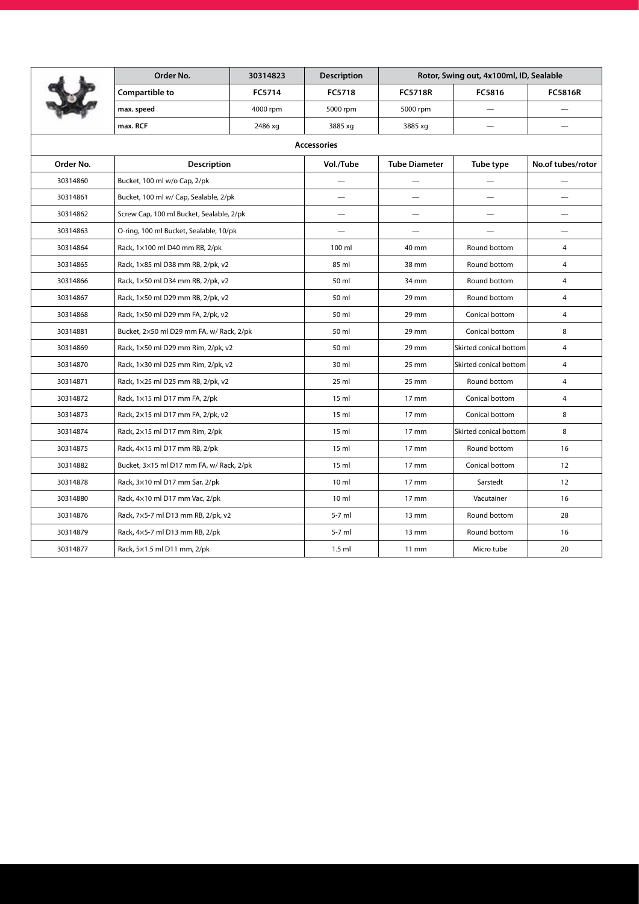| | Order No. | 30314823 | Description | Rotor, Swing out, 4x100ml, ID, Sealable | | |
|---|---|---|---|---|---|---|
| | **Compartible to** | **FC5714** | **FC5718** | **FC5718R** | **FC5816** | **FC5816R** |
| | **max. speed** | 4000 rpm | 5000 rpm | 5000 rpm | — | — |
| | **max. RCF** | 2486 xg | 3885 xg | 3885 xg | — | — |

**Accessories**

| Order No. | Description | Vol./Tube | Tube Diameter | Tube type | No.of tubes/rotor |
|---|---|---|---|---|---|
| 30314860 | Bucket, 100 ml w/o Cap, 2/pk | — | — | — | — |
| 30314861 | Bucket, 100 ml w/ Cap, Sealable, 2/pk | — | — | — | — |
| 30314862 | Screw Cap, 100 ml Bucket, Sealable, 2/pk | — | — | — | — |
| 30314863 | O-ring, 100 ml Bucket, Sealable, 10/pk | — | — | — | — |
| 30314864 | Rack, 1×100 ml D40 mm RB, 2/pk | 100 ml | 40 mm | Round bottom | 4 |
| 30314865 | Rack, 1×85 ml D38 mm RB, 2/pk, v2 | 85 ml | 38 mm | Round bottom | 4 |
| 30314866 | Rack, 1×50 ml D34 mm RB, 2/pk, v2 | 50 ml | 34 mm | Round bottom | 4 |
| 30314867 | Rack, 1×50 ml D29 mm RB, 2/pk, v2 | 50 ml | 29 mm | Round bottom | 4 |
| 30314868 | Rack, 1×50 ml D29 mm FA, 2/pk, v2 | 50 ml | 29 mm | Conical bottom | 4 |
| 30314881 | Bucket, 2×50 ml D29 mm FA, w/ Rack, 2/pk | 50 ml | 29 mm | Conical bottom | 8 |
| 30314869 | Rack, 1×50 ml D29 mm Rim, 2/pk, v2 | 50 ml | 29 mm | Skirted conical bottom | 4 |
| 30314870 | Rack, 1×30 ml D25 mm Rim, 2/pk, v2 | 30 ml | 25 mm | Skirted conical bottom | 4 |
| 30314871 | Rack, 1×25 ml D25 mm RB, 2/pk, v2 | 25 ml | 25 mm | Round bottom | 4 |
| 30314872 | Rack, 1×15 ml D17 mm FA, 2/pk | 15 ml | 17 mm | Conical bottom | 4 |
| 30314873 | Rack, 2×15 ml D17 mm FA, 2/pk, v2 | 15 ml | 17 mm | Conical bottom | 8 |
| 30314874 | Rack, 2×15 ml D17 mm Rim, 2/pk | 15 ml | 17 mm | Skirted conical bottom | 8 |
| 30314875 | Rack, 4×15 ml D17 mm RB, 2/pk | 15 ml | 17 mm | Round bottom | 16 |
| 30314882 | Bucket, 3×15 ml D17 mm FA, w/ Rack, 2/pk | 15 ml | 17 mm | Conical bottom | 12 |
| 30314878 | Rack, 3×10 ml D17 mm Sar, 2/pk | 10 ml | 17 mm | Sarstedt | 12 |
| 30314880 | Rack, 4×10 ml D17 mm Vac, 2/pk | 10 ml | 17 mm | Vacutainer | 16 |
| 30314876 | Rack, 7×5-7 ml D13 mm RB, 2/pk, v2 | 5-7 ml | 13 mm | Round bottom | 28 |
| 30314879 | Rack, 4×5-7 ml D13 mm RB, 2/pk | 5-7 ml | 13 mm | Round bottom | 16 |
| 30314877 | Rack, 5×1.5 ml D11 mm, 2/pk | 1.5 ml | 11 mm | Micro tube | 20 |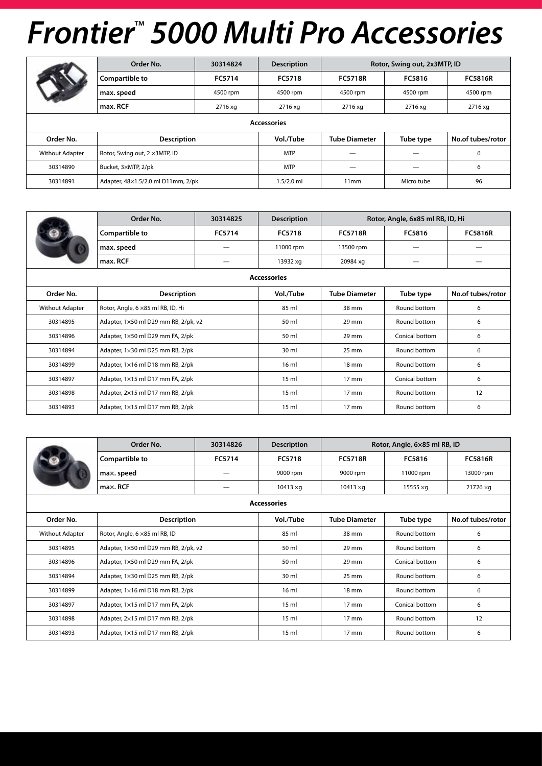# Frontier™ 5000 Multi Pro Accessories

| | Order No. | 30314824 | Description | Rotor, Swing out, 2x3MTP, ID | | |
|---|---|---|---|---|---|---|
| | Compartible to | FC5714 | FC5718 | FC5718R | FC5816 | FC5816R |
| | max. speed | 4500 rpm | 4500 rpm | 4500 rpm | 4500 rpm | 4500 rpm |
| | max. RCF | 2716 xg | 2716 xg | 2716 xg | 2716 xg | 2716 xg |
| **Accessories** | | | | | | |
| Order No. | Description | | Vol./Tube | Tube Diameter | Tube type | No.of tubes/rotor |
| Without Adapter | Rotor, Swing out, 2 ×3MTP, ID | | MTP | — | — | 6 |
| 30314890 | Bucket, 3×MTP, 2/pk | | MTP | — | — | 6 |
| 30314891 | Adapter, 48×1.5/2.0 ml D11mm, 2/pk | | 1.5/2.0 ml | 11mm | Micro tube | 96 |

| | Order No. | 30314825 | Description | Rotor, Angle, 6x85 ml RB, ID, Hi | | |
|---|---|---|---|---|---|---|
| | Compartible to | FC5714 | FC5718 | FC5718R | FC5816 | FC5816R |
| | max. speed | — | 11000 rpm | 13500 rpm | — | — |
| | max. RCF | — | 13932 xg | 20984 xg | — | — |
| **Accessories** | | | | | | |
| Order No. | Description | | Vol./Tube | Tube Diameter | Tube type | No.of tubes/rotor |
| Without Adapter | Rotor, Angle, 6 ×85 ml RB, ID, Hi | | 85 ml | 38 mm | Round bottom | 6 |
| 30314895 | Adapter, 1×50 ml D29 mm RB, 2/pk, v2 | | 50 ml | 29 mm | Round bottom | 6 |
| 30314896 | Adapter, 1×50 ml D29 mm FA, 2/pk | | 50 ml | 29 mm | Conical bottom | 6 |
| 30314894 | Adapter, 1×30 ml D25 mm RB, 2/pk | | 30 ml | 25 mm | Round bottom | 6 |
| 30314899 | Adapter, 1×16 ml D18 mm RB, 2/pk | | 16 ml | 18 mm | Round bottom | 6 |
| 30314897 | Adapter, 1×15 ml D17 mm FA, 2/pk | | 15 ml | 17 mm | Conical bottom | 6 |
| 30314898 | Adapter, 2×15 ml D17 mm RB, 2/pk | | 15 ml | 17 mm | Round bottom | 12 |
| 30314893 | Adapter, 1×15 ml D17 mm RB, 2/pk | | 15 ml | 17 mm | Round bottom | 6 |

| | Order No. | 30314826 | Description | Rotor, Angle, 6×85 ml RB, ID | | |
|---|---|---|---|---|---|---|
| | Compartible to | FC5714 | FC5718 | FC5718R | FC5816 | FC5816R |
| | max. speed | — | 9000 rpm | 9000 rpm | 11000 rpm | 13000 rpm |
| | max. RCF | — | 10413 ×g | 10413 ×g | 15555 ×g | 21726 ×g |
| **Accessories** | | | | | | |
| Order No. | Description | | Vol./Tube | Tube Diameter | Tube type | No.of tubes/rotor |
| Without Adapter | Rotor, Angle, 6 ×85 ml RB, ID | | 85 ml | 38 mm | Round bottom | 6 |
| 30314895 | Adapter, 1×50 ml D29 mm RB, 2/pk, v2 | | 50 ml | 29 mm | Round bottom | 6 |
| 30314896 | Adapter, 1×50 ml D29 mm FA, 2/pk | | 50 ml | 29 mm | Conical bottom | 6 |
| 30314894 | Adapter, 1×30 ml D25 mm RB, 2/pk | | 30 ml | 25 mm | Round bottom | 6 |
| 30314899 | Adapter, 1×16 ml D18 mm RB, 2/pk | | 16 ml | 18 mm | Round bottom | 6 |
| 30314897 | Adapter, 1×15 ml D17 mm FA, 2/pk | | 15 ml | 17 mm | Conical bottom | 6 |
| 30314898 | Adapter, 2×15 ml D17 mm RB, 2/pk | | 15 ml | 17 mm | Round bottom | 12 |
| 30314893 | Adapter, 1×15 ml D17 mm RB, 2/pk | | 15 ml | 17 mm | Round bottom | 6 |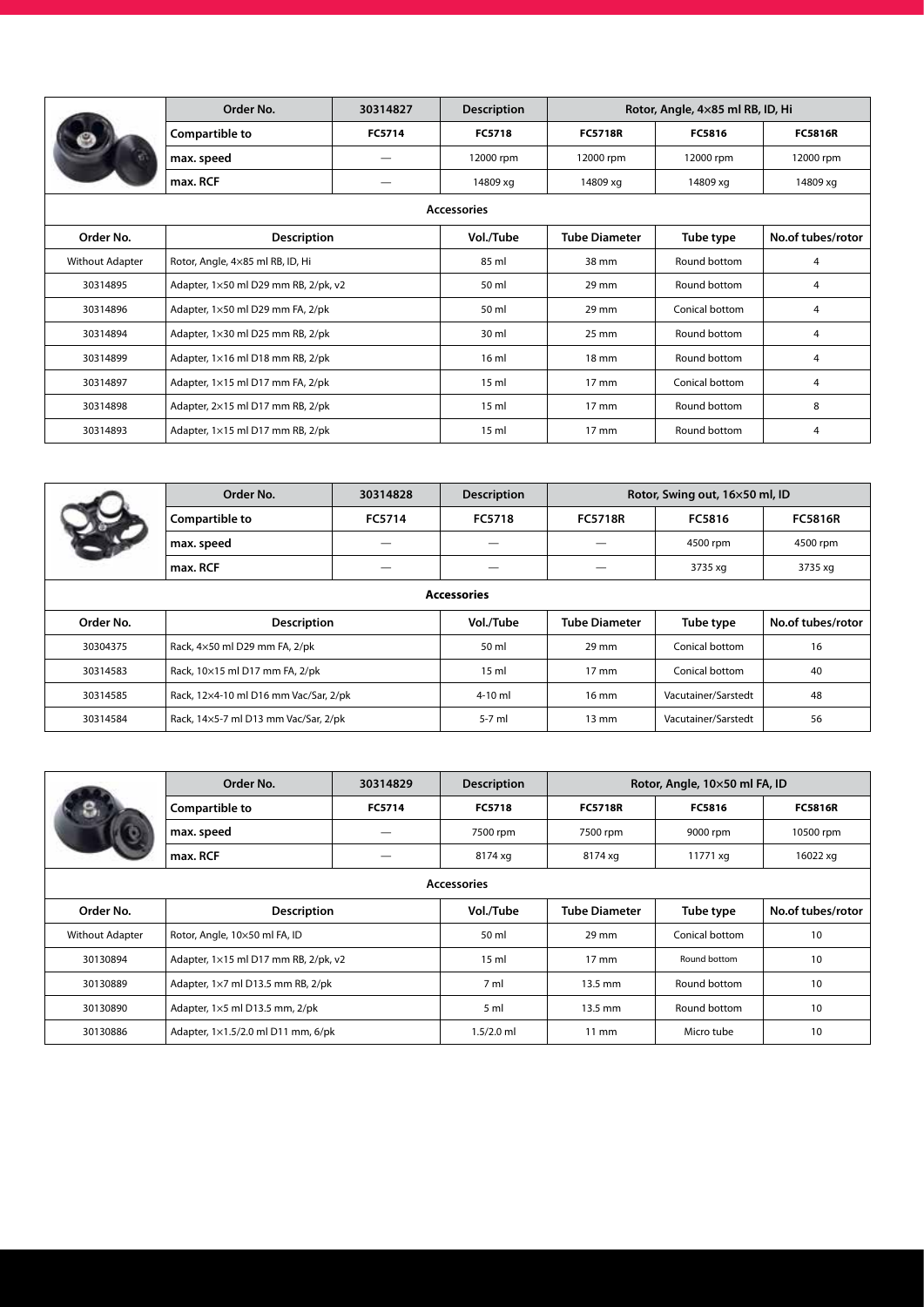| | Order No. | 30314827 | Description | Rotor, Angle, 4×85 ml RB, ID, Hi | | |
|---|---|---|---|---|---|---|
| | **Compartible to** | **FC5714** | **FC5718** | **FC5718R** | **FC5816** | **FC5816R** |
| | **max. speed** | — | 12000 rpm | 12000 rpm | 12000 rpm | 12000 rpm |
| | **max. RCF** | — | 14809 xg | 14809 xg | 14809 xg | 14809 xg |
| **Accessories** | | | | | | |
| **Order No.** | **Description** | | **Vol./Tube** | **Tube Diameter** | **Tube type** | **No.of tubes/rotor** |
| Without Adapter | Rotor, Angle, 4×85 ml RB, ID, Hi | | 85 ml | 38 mm | Round bottom | 4 |
| 30314895 | Adapter, 1×50 ml D29 mm RB, 2/pk, v2 | | 50 ml | 29 mm | Round bottom | 4 |
| 30314896 | Adapter, 1×50 ml D29 mm FA, 2/pk | | 50 ml | 29 mm | Conical bottom | 4 |
| 30314894 | Adapter, 1×30 ml D25 mm RB, 2/pk | | 30 ml | 25 mm | Round bottom | 4 |
| 30314899 | Adapter, 1×16 ml D18 mm RB, 2/pk | | 16 ml | 18 mm | Round bottom | 4 |
| 30314897 | Adapter, 1×15 ml D17 mm FA, 2/pk | | 15 ml | 17 mm | Conical bottom | 4 |
| 30314898 | Adapter, 2×15 ml D17 mm RB, 2/pk | | 15 ml | 17 mm | Round bottom | 8 |
| 30314893 | Adapter, 1×15 ml D17 mm RB, 2/pk | | 15 ml | 17 mm | Round bottom | 4 |

| | Order No. | 30314828 | Description | Rotor, Swing out, 16×50 ml, ID | | |
|---|---|---|---|---|---|---|
| | **Compartible to** | **FC5714** | **FC5718** | **FC5718R** | **FC5816** | **FC5816R** |
| | **max. speed** | — | — | — | 4500 rpm | 4500 rpm |
| | **max. RCF** | — | — | — | 3735 xg | 3735 xg |
| **Accessories** | | | | | | |
| **Order No.** | **Description** | | **Vol./Tube** | **Tube Diameter** | **Tube type** | **No.of tubes/rotor** |
| 30304375 | Rack, 4×50 ml D29 mm FA, 2/pk | | 50 ml | 29 mm | Conical bottom | 16 |
| 30314583 | Rack, 10×15 ml D17 mm FA, 2/pk | | 15 ml | 17 mm | Conical bottom | 40 |
| 30314585 | Rack, 12×4-10 ml D16 mm Vac/Sar, 2/pk | | 4-10 ml | 16 mm | Vacutainer/Sarstedt | 48 |
| 30314584 | Rack, 14×5-7 ml D13 mm Vac/Sar, 2/pk | | 5-7 ml | 13 mm | Vacutainer/Sarstedt | 56 |

| | Order No. | 30314829 | Description | Rotor, Angle, 10×50 ml FA, ID | | |
|---|---|---|---|---|---|---|
| | **Compartible to** | **FC5714** | **FC5718** | **FC5718R** | **FC5816** | **FC5816R** |
| | **max. speed** | — | 7500 rpm | 7500 rpm | 9000 rpm | 10500 rpm |
| | **max. RCF** | — | 8174 xg | 8174 xg | 11771 xg | 16022 xg |
| **Accessories** | | | | | | |
| **Order No.** | **Description** | | **Vol./Tube** | **Tube Diameter** | **Tube type** | **No.of tubes/rotor** |
| Without Adapter | Rotor, Angle, 10×50 ml FA, ID | | 50 ml | 29 mm | Conical bottom | 10 |
| 30130894 | Adapter, 1×15 ml D17 mm RB, 2/pk, v2 | | 15 ml | 17 mm | Round bottom | 10 |
| 30130889 | Adapter, 1×7 ml D13.5 mm RB, 2/pk | | 7 ml | 13.5 mm | Round bottom | 10 |
| 30130890 | Adapter, 1×5 ml D13.5 mm, 2/pk | | 5 ml | 13.5 mm | Round bottom | 10 |
| 30130886 | Adapter, 1×1.5/2.0 ml D11 mm, 6/pk | | 1.5/2.0 ml | 11 mm | Micro tube | 10 |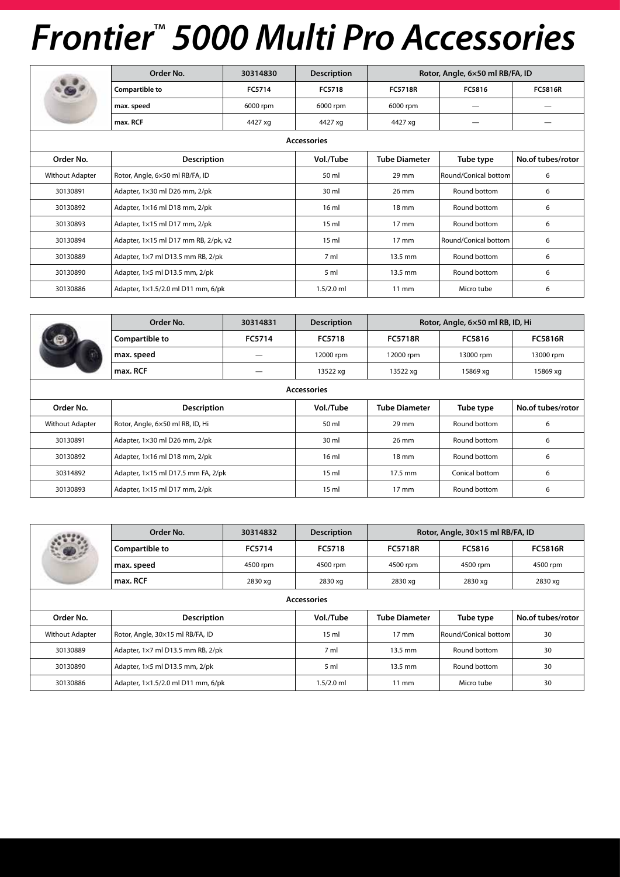# Frontier™ 5000 Multi Pro Accessories

| | Order No. | 30314830 | Description | Rotor, Angle, 6×50 ml RB/FA, ID | | |
|---|---|---|---|---|---|---|
| | **Compartible to** | **FC5714** | **FC5718** | **FC5718R** | **FC5816** | **FC5816R** |
| | **max. speed** | 6000 rpm | 6000 rpm | 6000 rpm | — | — |
| | **max. RCF** | 4427 xg | 4427 xg | 4427 xg | — | — |
| **Accessories** | | | | | | |
| **Order No.** | **Description** | | **Vol./Tube** | **Tube Diameter** | **Tube type** | **No.of tubes/rotor** |
| Without Adapter | Rotor, Angle, 6×50 ml RB/FA, ID | | 50 ml | 29 mm | Round/Conical bottom | 6 |
| 30130891 | Adapter, 1×30 ml D26 mm, 2/pk | | 30 ml | 26 mm | Round bottom | 6 |
| 30130892 | Adapter, 1×16 ml D18 mm, 2/pk | | 16 ml | 18 mm | Round bottom | 6 |
| 30130893 | Adapter, 1×15 ml D17 mm, 2/pk | | 15 ml | 17 mm | Round bottom | 6 |
| 30130894 | Adapter, 1×15 ml D17 mm RB, 2/pk, v2 | | 15 ml | 17 mm | Round/Conical bottom | 6 |
| 30130889 | Adapter, 1×7 ml D13.5 mm RB, 2/pk | | 7 ml | 13.5 mm | Round bottom | 6 |
| 30130890 | Adapter, 1×5 ml D13.5 mm, 2/pk | | 5 ml | 13.5 mm | Round bottom | 6 |
| 30130886 | Adapter, 1×1.5/2.0 ml D11 mm, 6/pk | | 1.5/2.0 ml | 11 mm | Micro tube | 6 |

| | Order No. | 30314831 | Description | Rotor, Angle, 6×50 ml RB, ID, Hi | | |
|---|---|---|---|---|---|---|
| | **Compartible to** | **FC5714** | **FC5718** | **FC5718R** | **FC5816** | **FC5816R** |
| | **max. speed** | — | 12000 rpm | 12000 rpm | 13000 rpm | 13000 rpm |
| | **max. RCF** | — | 13522 xg | 13522 xg | 15869 xg | 15869 xg |
| **Accessories** | | | | | | |
| **Order No.** | **Description** | | **Vol./Tube** | **Tube Diameter** | **Tube type** | **No.of tubes/rotor** |
| Without Adapter | Rotor, Angle, 6×50 ml RB, ID, Hi | | 50 ml | 29 mm | Round bottom | 6 |
| 30130891 | Adapter, 1×30 ml D26 mm, 2/pk | | 30 ml | 26 mm | Round bottom | 6 |
| 30130892 | Adapter, 1×16 ml D18 mm, 2/pk | | 16 ml | 18 mm | Round bottom | 6 |
| 30314892 | Adapter, 1×15 ml D17.5 mm FA, 2/pk | | 15 ml | 17.5 mm | Conical bottom | 6 |
| 30130893 | Adapter, 1×15 ml D17 mm, 2/pk | | 15 ml | 17 mm | Round bottom | 6 |

| | Order No. | 30314832 | Description | Rotor, Angle, 30×15 ml RB/FA, ID | | |
|---|---|---|---|---|---|---|
| | **Compartible to** | **FC5714** | **FC5718** | **FC5718R** | **FC5816** | **FC5816R** |
| | **max. speed** | 4500 rpm | 4500 rpm | 4500 rpm | 4500 rpm | 4500 rpm |
| | **max. RCF** | 2830 xg | 2830 xg | 2830 xg | 2830 xg | 2830 xg |
| **Accessories** | | | | | | |
| **Order No.** | **Description** | | **Vol./Tube** | **Tube Diameter** | **Tube type** | **No.of tubes/rotor** |
| Without Adapter | Rotor, Angle, 30×15 ml RB/FA, ID | | 15 ml | 17 mm | Round/Conical bottom | 30 |
| 30130889 | Adapter, 1×7 ml D13.5 mm RB, 2/pk | | 7 ml | 13.5 mm | Round bottom | 30 |
| 30130890 | Adapter, 1×5 ml D13.5 mm, 2/pk | | 5 ml | 13.5 mm | Round bottom | 30 |
| 30130886 | Adapter, 1×1.5/2.0 ml D11 mm, 6/pk | | 1.5/2.0 ml | 11 mm | Micro tube | 30 |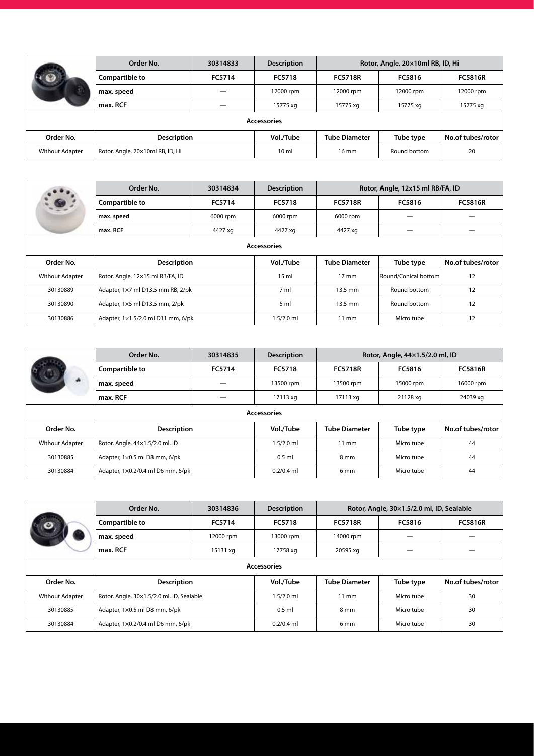| | Order No. | 30314833 | Description | Rotor, Angle, 20×10ml RB, ID, Hi | | |
|---|---|---|---|---|---|---|
| | Compartible to | FC5714 | FC5718 | FC5718R | FC5816 | FC5816R |
| | max. speed | — | 12000 rpm | 12000 rpm | 12000 rpm | 12000 rpm |
| | max. RCF | — | 15775 xg | 15775 xg | 15775 xg | 15775 xg |
| **Accessories** | | | | | | |
| **Order No.** | **Description** | | **Vol./Tube** | **Tube Diameter** | **Tube type** | **No.of tubes/rotor** |
| Without Adapter | Rotor, Angle, 20×10ml RB, ID, Hi | | 10 ml | 16 mm | Round bottom | 20 |

| | Order No. | 30314834 | Description | Rotor, Angle, 12x15 ml RB/FA, ID | | |
|---|---|---|---|---|---|---|
| | Compartible to | FC5714 | FC5718 | FC5718R | FC5816 | FC5816R |
| | max. speed | 6000 rpm | 6000 rpm | 6000 rpm | — | — |
| | max. RCF | 4427 xg | 4427 xg | 4427 xg | — | — |
| **Accessories** | | | | | | |
| **Order No.** | **Description** | | **Vol./Tube** | **Tube Diameter** | **Tube type** | **No.of tubes/rotor** |
| Without Adapter | Rotor, Angle, 12×15 ml RB/FA, ID | | 15 ml | 17 mm | Round/Conical bottom | 12 |
| 30130889 | Adapter, 1×7 ml D13.5 mm RB, 2/pk | | 7 ml | 13.5 mm | Round bottom | 12 |
| 30130890 | Adapter, 1×5 ml D13.5 mm, 2/pk | | 5 ml | 13.5 mm | Round bottom | 12 |
| 30130886 | Adapter, 1×1.5/2.0 ml D11 mm, 6/pk | | 1.5/2.0 ml | 11 mm | Micro tube | 12 |

| | Order No. | 30314835 | Description | Rotor, Angle, 44×1.5/2.0 ml, ID | | |
|---|---|---|---|---|---|---|
| | Compartible to | FC5714 | FC5718 | FC5718R | FC5816 | FC5816R |
| | max. speed | — | 13500 rpm | 13500 rpm | 15000 rpm | 16000 rpm |
| | max. RCF | — | 17113 xg | 17113 xg | 21128 xg | 24039 xg |
| **Accessories** | | | | | | |
| **Order No.** | **Description** | | **Vol./Tube** | **Tube Diameter** | **Tube type** | **No.of tubes/rotor** |
| Without Adapter | Rotor, Angle, 44×1.5/2.0 ml, ID | | 1.5/2.0 ml | 11 mm | Micro tube | 44 |
| 30130885 | Adapter, 1×0.5 ml D8 mm, 6/pk | | 0.5 ml | 8 mm | Micro tube | 44 |
| 30130884 | Adapter, 1×0.2/0.4 ml D6 mm, 6/pk | | 0.2/0.4 ml | 6 mm | Micro tube | 44 |

| | Order No. | 30314836 | Description | Rotor, Angle, 30×1.5/2.0 ml, ID, Sealable | | |
|---|---|---|---|---|---|---|
| | Compartible to | FC5714 | FC5718 | FC5718R | FC5816 | FC5816R |
| | max. speed | 12000 rpm | 13000 rpm | 14000 rpm | — | — |
| | max. RCF | 15131 xg | 17758 xg | 20595 xg | — | — |
| **Accessories** | | | | | | |
| **Order No.** | **Description** | | **Vol./Tube** | **Tube Diameter** | **Tube type** | **No.of tubes/rotor** |
| Without Adapter | Rotor, Angle, 30×1.5/2.0 ml, ID, Sealable | | 1.5/2.0 ml | 11 mm | Micro tube | 30 |
| 30130885 | Adapter, 1×0.5 ml D8 mm, 6/pk | | 0.5 ml | 8 mm | Micro tube | 30 |
| 30130884 | Adapter, 1×0.2/0.4 ml D6 mm, 6/pk | | 0.2/0.4 ml | 6 mm | Micro tube | 30 |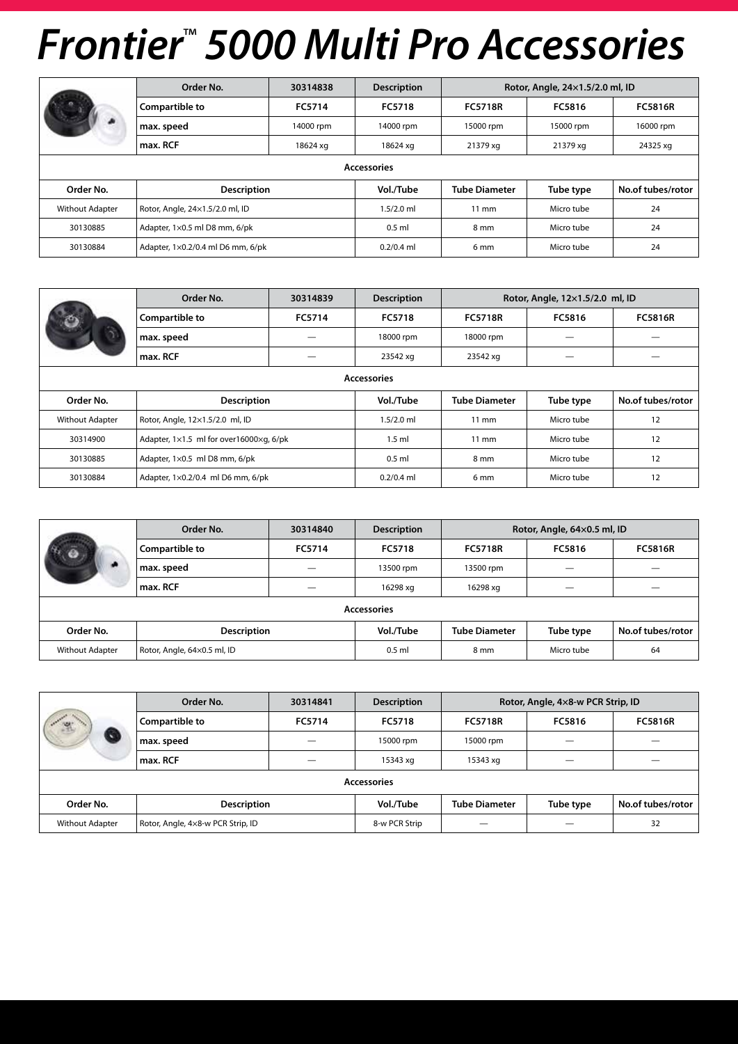# Frontier™ 5000 Multi Pro Accessories

| | Order No. | 30314838 | Description | Rotor, Angle, 24×1.5/2.0 ml, ID | | |
|---|---|---|---|---|---|---|
| | Compartible to | FC5714 | FC5718 | FC5718R | FC5816 | FC5816R |
| | max. speed | 14000 rpm | 14000 rpm | 15000 rpm | 15000 rpm | 16000 rpm |
| | max. RCF | 18624 xg | 18624 xg | 21379 xg | 21379 xg | 24325 xg |
| **Accessories** | | | | | | |
| **Order No.** | **Description** | | **Vol./Tube** | **Tube Diameter** | **Tube type** | **No.of tubes/rotor** |
| Without Adapter | Rotor, Angle, 24×1.5/2.0 ml, ID | | 1.5/2.0 ml | 11 mm | Micro tube | 24 |
| 30130885 | Adapter, 1×0.5 ml D8 mm, 6/pk | | 0.5 ml | 8 mm | Micro tube | 24 |
| 30130884 | Adapter, 1×0.2/0.4 ml D6 mm, 6/pk | | 0.2/0.4 ml | 6 mm | Micro tube | 24 |

| | Order No. | 30314839 | Description | Rotor, Angle, 12×1.5/2.0 ml, ID | | |
|---|---|---|---|---|---|---|
| | Compartible to | FC5714 | FC5718 | FC5718R | FC5816 | FC5816R |
| | max. speed | — | 18000 rpm | 18000 rpm | — | — |
| | max. RCF | — | 23542 xg | 23542 xg | — | — |
| **Accessories** | | | | | | |
| **Order No.** | **Description** | | **Vol./Tube** | **Tube Diameter** | **Tube type** | **No.of tubes/rotor** |
| Without Adapter | Rotor, Angle, 12×1.5/2.0 ml, ID | | 1.5/2.0 ml | 11 mm | Micro tube | 12 |
| 30314900 | Adapter, 1×1.5 ml for over16000×g, 6/pk | | 1.5 ml | 11 mm | Micro tube | 12 |
| 30130885 | Adapter, 1×0.5 ml D8 mm, 6/pk | | 0.5 ml | 8 mm | Micro tube | 12 |
| 30130884 | Adapter, 1×0.2/0.4 ml D6 mm, 6/pk | | 0.2/0.4 ml | 6 mm | Micro tube | 12 |

| | Order No. | 30314840 | Description | Rotor, Angle, 64×0.5 ml, ID | | |
|---|---|---|---|---|---|---|
| | Compartible to | FC5714 | FC5718 | FC5718R | FC5816 | FC5816R |
| | max. speed | — | 13500 rpm | 13500 rpm | — | — |
| | max. RCF | — | 16298 xg | 16298 xg | — | — |
| **Accessories** | | | | | | |
| **Order No.** | **Description** | | **Vol./Tube** | **Tube Diameter** | **Tube type** | **No.of tubes/rotor** |
| Without Adapter | Rotor, Angle, 64×0.5 ml, ID | | 0.5 ml | 8 mm | Micro tube | 64 |

| | Order No. | 30314841 | Description | Rotor, Angle, 4×8-w PCR Strip, ID | | |
|---|---|---|---|---|---|---|
| | Compartible to | FC5714 | FC5718 | FC5718R | FC5816 | FC5816R |
| | max. speed | — | 15000 rpm | 15000 rpm | — | — |
| | max. RCF | — | 15343 xg | 15343 xg | — | — |
| **Accessories** | | | | | | |
| **Order No.** | **Description** | | **Vol./Tube** | **Tube Diameter** | **Tube type** | **No.of tubes/rotor** |
| Without Adapter | Rotor, Angle, 4×8-w PCR Strip, ID | | 8-w PCR Strip | — | — | 32 |